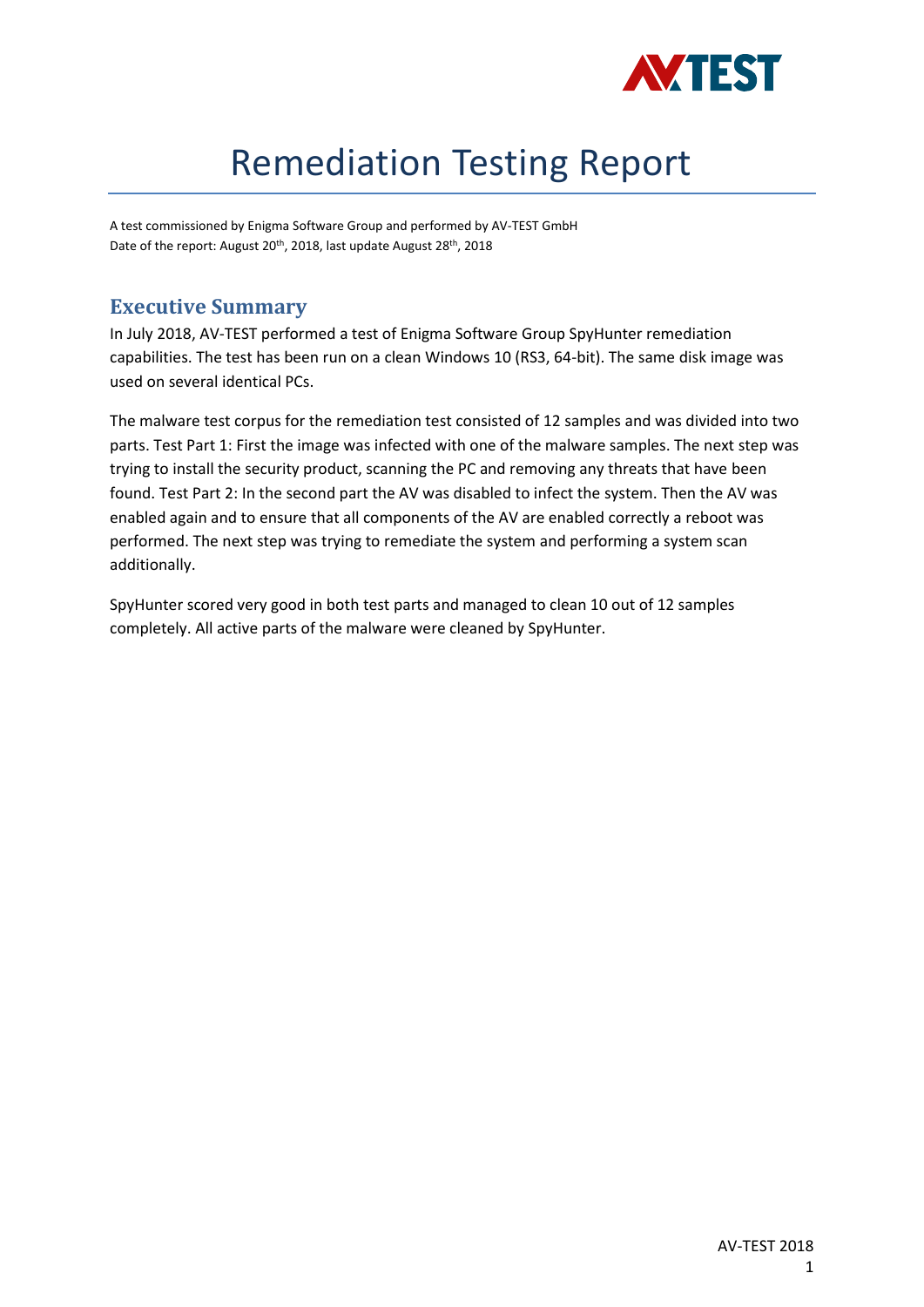# Remediation Testing Report

A test commissioned by Enigma Software Group and performed by AV-TEST GmbH
Date of the report: August 20th, 2018, last update August 28th, 2018

## Executive Summary

In July 2018, AV-TEST performed a test of Enigma Software Group SpyHunter remediation capabilities. The test has been run on a clean Windows 10 (RS3, 64-bit). The same disk image was used on several identical PCs.

The malware test corpus for the remediation test consisted of 12 samples and was divided into two parts. Test Part 1: First the image was infected with one of the malware samples. The next step was trying to install the security product, scanning the PC and removing any threats that have been found. Test Part 2: In the second part the AV was disabled to infect the system. Then the AV was enabled again and to ensure that all components of the AV are enabled correctly a reboot was performed. The next step was trying to remediate the system and performing a system scan additionally.

SpyHunter scored very good in both test parts and managed to clean 10 out of 12 samples completely. All active parts of the malware were cleaned by SpyHunter.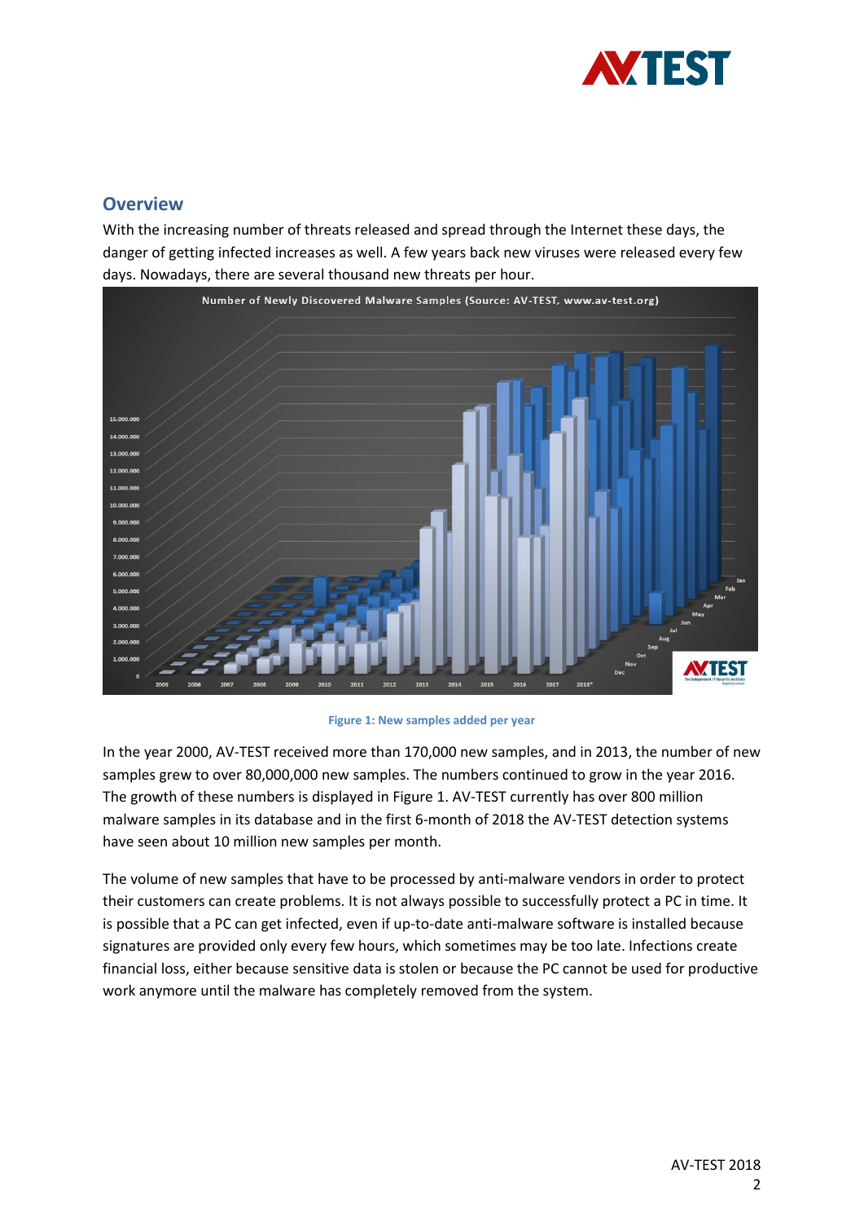## Overview

With the increasing number of threats released and spread through the Internet these days, the danger of getting infected increases as well. A few years back new viruses were released every few days. Nowadays, there are several thousand new threats per hour.

Figure 1: New samples added per year

In the year 2000, AV-TEST received more than 170,000 new samples, and in 2013, the number of new samples grew to over 80,000,000 new samples. The numbers continued to grow in the year 2016. The growth of these numbers is displayed in Figure 1. AV-TEST currently has over 800 million malware samples in its database and in the first 6-month of 2018 the AV-TEST detection systems have seen about 10 million new samples per month.

The volume of new samples that have to be processed by anti-malware vendors in order to protect their customers can create problems. It is not always possible to successfully protect a PC in time. It is possible that a PC can get infected, even if up-to-date anti-malware software is installed because signatures are provided only every few hours, which sometimes may be too late. Infections create financial loss, either because sensitive data is stolen or because the PC cannot be used for productive work anymore until the malware has completely removed from the system.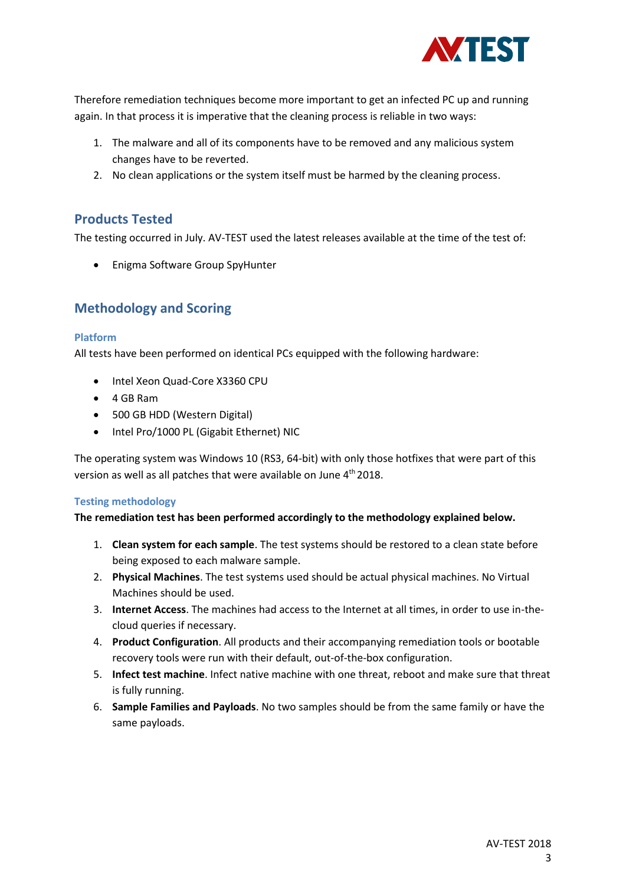Therefore remediation techniques become more important to get an infected PC up and running again. In that process it is imperative that the cleaning process is reliable in two ways:

1. The malware and all of its components have to be removed and any malicious system changes have to be reverted.
2. No clean applications or the system itself must be harmed by the cleaning process.

## Products Tested

The testing occurred in July. AV-TEST used the latest releases available at the time of the test of:

- Enigma Software Group SpyHunter

## Methodology and Scoring

### Platform

All tests have been performed on identical PCs equipped with the following hardware:

- Intel Xeon Quad-Core X3360 CPU
- 4 GB Ram
- 500 GB HDD (Western Digital)
- Intel Pro/1000 PL (Gigabit Ethernet) NIC

The operating system was Windows 10 (RS3, 64-bit) with only those hotfixes that were part of this version as well as all patches that were available on June 4th 2018.

### Testing methodology

**The remediation test has been performed accordingly to the methodology explained below.**

1. **Clean system for each sample**. The test systems should be restored to a clean state before being exposed to each malware sample.
2. **Physical Machines**. The test systems used should be actual physical machines. No Virtual Machines should be used.
3. **Internet Access**. The machines had access to the Internet at all times, in order to use in-the-cloud queries if necessary.
4. **Product Configuration**. All products and their accompanying remediation tools or bootable recovery tools were run with their default, out-of-the-box configuration.
5. **Infect test machine**. Infect native machine with one threat, reboot and make sure that threat is fully running.
6. **Sample Families and Payloads**. No two samples should be from the same family or have the same payloads.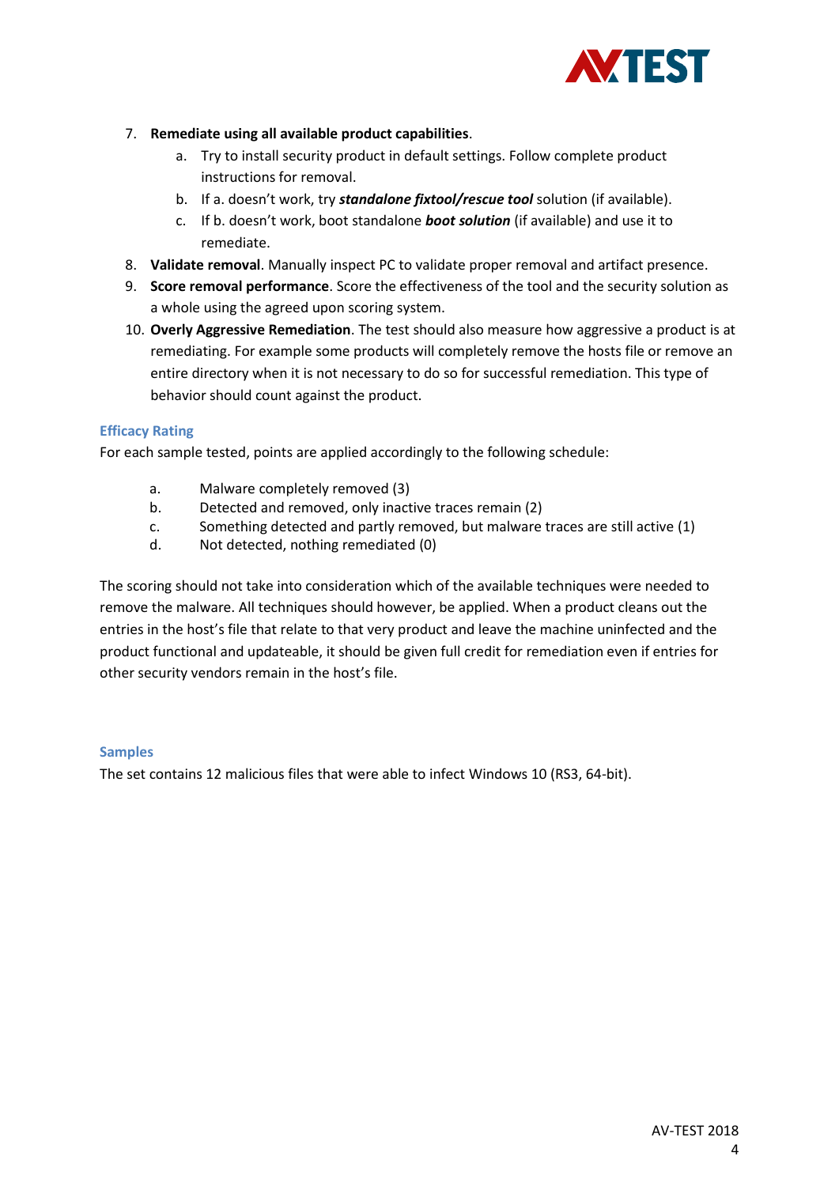7. **Remediate using all available product capabilities**.
    a. Try to install security product in default settings. Follow complete product instructions for removal.
    b. If a. doesn't work, try ***standalone fixtool/rescue tool*** solution (if available).
    c. If b. doesn't work, boot standalone ***boot solution*** (if available) and use it to remediate.
8. **Validate removal**. Manually inspect PC to validate proper removal and artifact presence.
9. **Score removal performance**. Score the effectiveness of the tool and the security solution as a whole using the agreed upon scoring system.
10. **Overly Aggressive Remediation**. The test should also measure how aggressive a product is at remediating. For example some products will completely remove the hosts file or remove an entire directory when it is not necessary to do so for successful remediation. This type of behavior should count against the product.

### Efficacy Rating

For each sample tested, points are applied accordingly to the following schedule:

a. Malware completely removed (3)
b. Detected and removed, only inactive traces remain (2)
c. Something detected and partly removed, but malware traces are still active (1)
d. Not detected, nothing remediated (0)

The scoring should not take into consideration which of the available techniques were needed to remove the malware. All techniques should however, be applied. When a product cleans out the entries in the host's file that relate to that very product and leave the machine uninfected and the product functional and updateable, it should be given full credit for remediation even if entries for other security vendors remain in the host's file.

### Samples

The set contains 12 malicious files that were able to infect Windows 10 (RS3, 64-bit).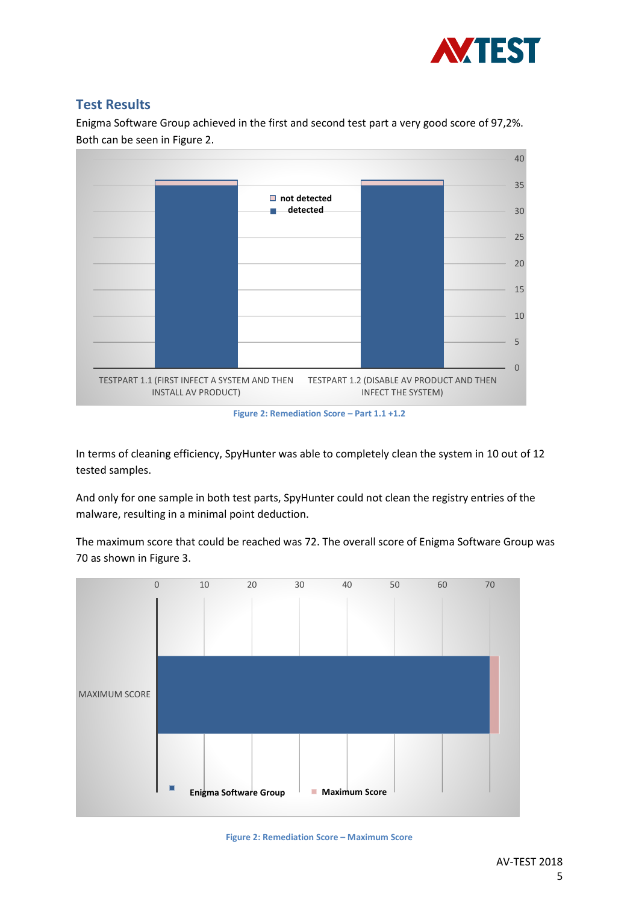## Test Results

Enigma Software Group achieved in the first and second test part a very good score of 97,2%. Both can be seen in Figure 2.

Figure 2: Remediation Score – Part 1.1 +1.2

In terms of cleaning efficiency, SpyHunter was able to completely clean the system in 10 out of 12 tested samples.

And only for one sample in both test parts, SpyHunter could not clean the registry entries of the malware, resulting in a minimal point deduction.

The maximum score that could be reached was 72. The overall score of Enigma Software Group was 70 as shown in Figure 3.

Figure 2: Remediation Score – Maximum Score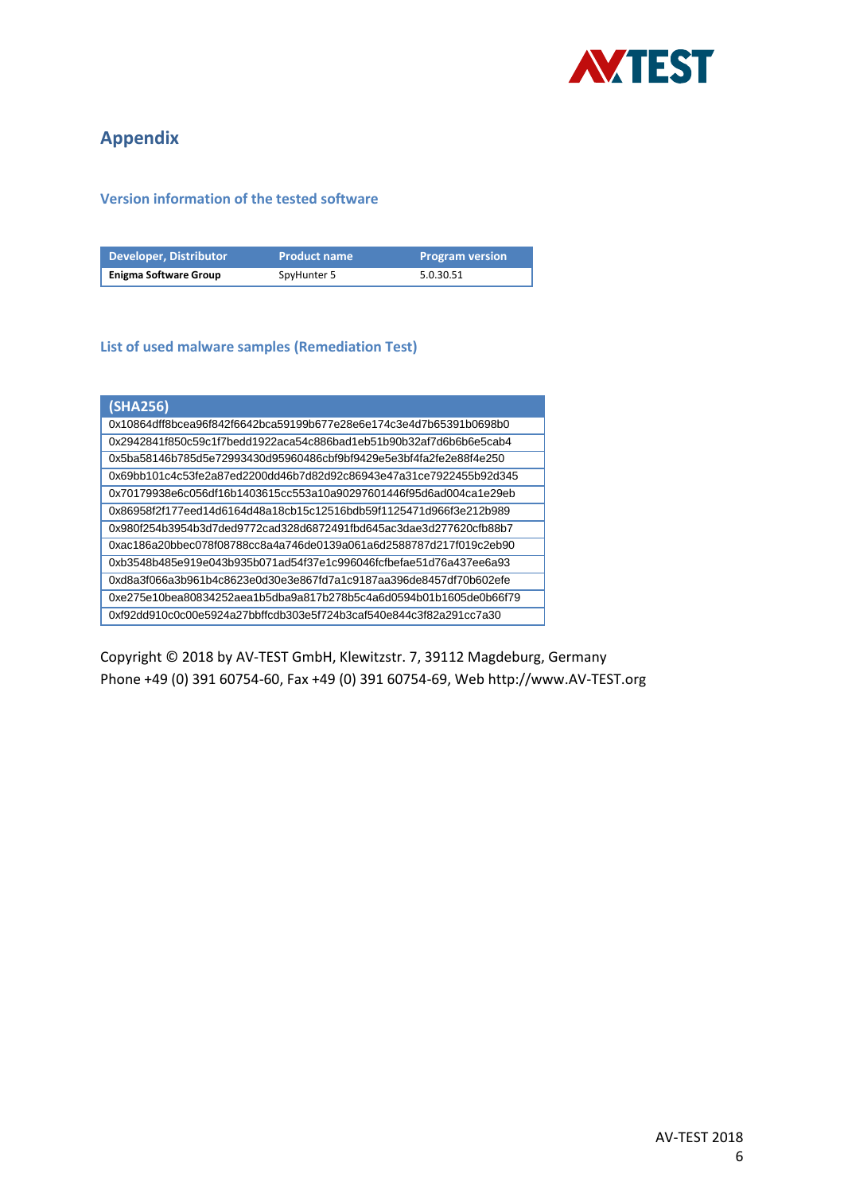## Appendix

### Version information of the tested software

| Developer, Distributor | Product name | Program version |
| --- | --- | --- |
| **Enigma Software Group** | SpyHunter 5 | 5.0.30.51 |

### List of used malware samples (Remediation Test)

| (SHA256) |
| --- |
| 0x10864dff8bcea96f842f6642bca59199b677e28e6e174c3e4d7b65391b0698b0 |
| 0x2942841f850c59c1f7bedd1922aca54c886bad1eb51b90b32af7d6b6b6e5cab4 |
| 0x5ba58146b785d5e72993430d95960486cbf9bf9429e5e3bf4fa2fe2e88f4e250 |
| 0x69bb101c4c53fe2a87ed2200dd46b7d82d92c86943e47a31ce7922455b92d345 |
| 0x70179938e6c056df16b1403615cc553a10a90297601446f95d6ad004ca1e29eb |
| 0x86958f2f177eed14d6164d48a18cb15c12516bdb59f1125471d966f3e212b989 |
| 0x980f254b3954b3d7ded9772cad328d6872491fbd645ac3dae3d277620cfb88b7 |
| 0xac186a20bbec078f08788cc8a4a746de0139a061a6d2588787d217f019c2eb90 |
| 0xb3548b485e919e043b935b071ad54f37e1c996046fcfbefae51d76a437ee6a93 |
| 0xd8a3f066a3b961b4c8623e0d30e3e867fd7a1c9187aa396de8457df70b602efe |
| 0xe275e10bea80834252aea1b5dba9a817b278b5c4a6d0594b01b1605de0b66f79 |
| 0xf92dd910c0c00e5924a27bbffcdb303e5f724b3caf540e844c3f82a291cc7a30 |

Copyright © 2018 by AV-TEST GmbH, Klewitzstr. 7, 39112 Magdeburg, Germany
Phone +49 (0) 391 60754-60, Fax +49 (0) 391 60754-69, Web http://www.AV-TEST.org